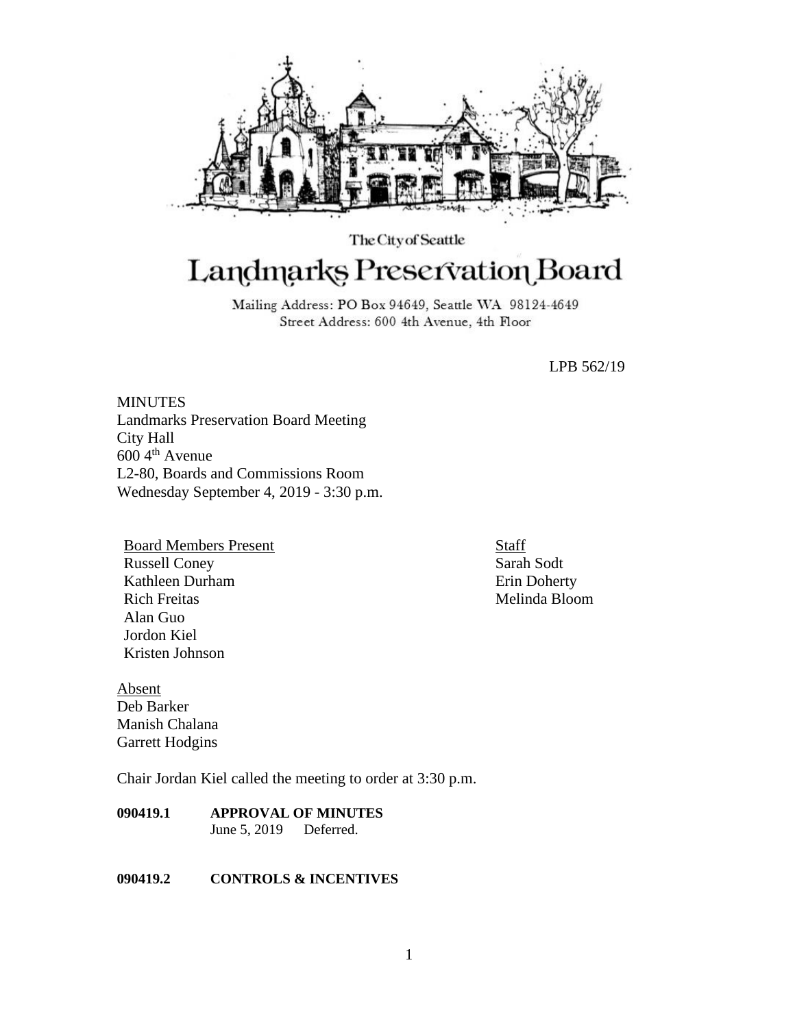The City of Seattle

# Landmarks Preservation Board

Mailing Address: PO Box 94649, Seattle WA 98124-4649
Street Address: 600 4th Avenue, 4th Floor

LPB 562/19

MINUTES
Landmarks Preservation Board Meeting
City Hall
600 4th Avenue
L2-80, Boards and Commissions Room
Wednesday September 4, 2019 - 3:30 p.m.

Board Members Present
Russell Coney
Kathleen Durham
Rich Freitas
Alan Guo
Jordon Kiel
Kristen Johnson

Staff
Sarah Sodt
Erin Doherty
Melinda Bloom

Absent
Deb Barker
Manish Chalana
Garrett Hodgins

Chair Jordan Kiel called the meeting to order at 3:30 p.m.

**090419.1 APPROVAL OF MINUTES**
June 5, 2019 Deferred.

**090419.2 CONTROLS & INCENTIVES**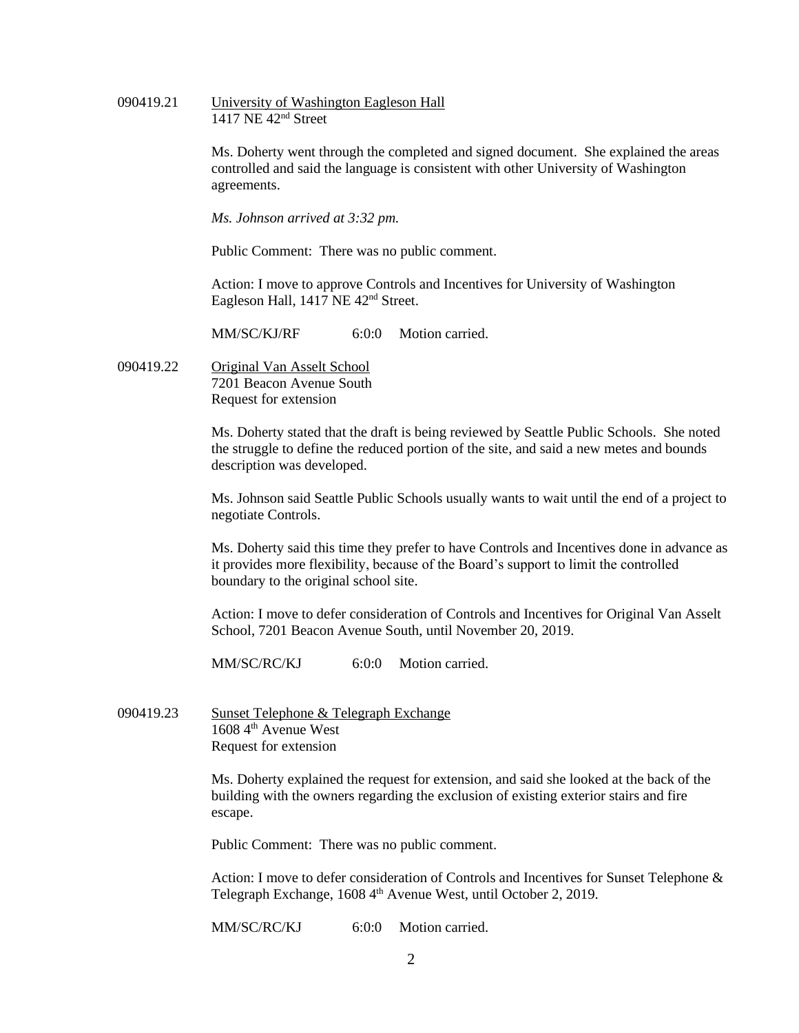090419.21 University of Washington Eagleson Hall
1417 NE 42nd Street

Ms. Doherty went through the completed and signed document. She explained the areas controlled and said the language is consistent with other University of Washington agreements.

*Ms. Johnson arrived at 3:32 pm.*

Public Comment: There was no public comment.

Action: I move to approve Controls and Incentives for University of Washington Eagleson Hall, 1417 NE 42nd Street.

MM/SC/KJ/RF 6:0:0 Motion carried.

090419.22 Original Van Asselt School
7201 Beacon Avenue South
Request for extension

Ms. Doherty stated that the draft is being reviewed by Seattle Public Schools. She noted the struggle to define the reduced portion of the site, and said a new metes and bounds description was developed.

Ms. Johnson said Seattle Public Schools usually wants to wait until the end of a project to negotiate Controls.

Ms. Doherty said this time they prefer to have Controls and Incentives done in advance as it provides more flexibility, because of the Board's support to limit the controlled boundary to the original school site.

Action: I move to defer consideration of Controls and Incentives for Original Van Asselt School, 7201 Beacon Avenue South, until November 20, 2019.

MM/SC/RC/KJ 6:0:0 Motion carried.

090419.23 Sunset Telephone & Telegraph Exchange
1608 4th Avenue West
Request for extension

Ms. Doherty explained the request for extension, and said she looked at the back of the building with the owners regarding the exclusion of existing exterior stairs and fire escape.

Public Comment: There was no public comment.

Action: I move to defer consideration of Controls and Incentives for Sunset Telephone & Telegraph Exchange, 1608 4th Avenue West, until October 2, 2019.

MM/SC/RC/KJ 6:0:0 Motion carried.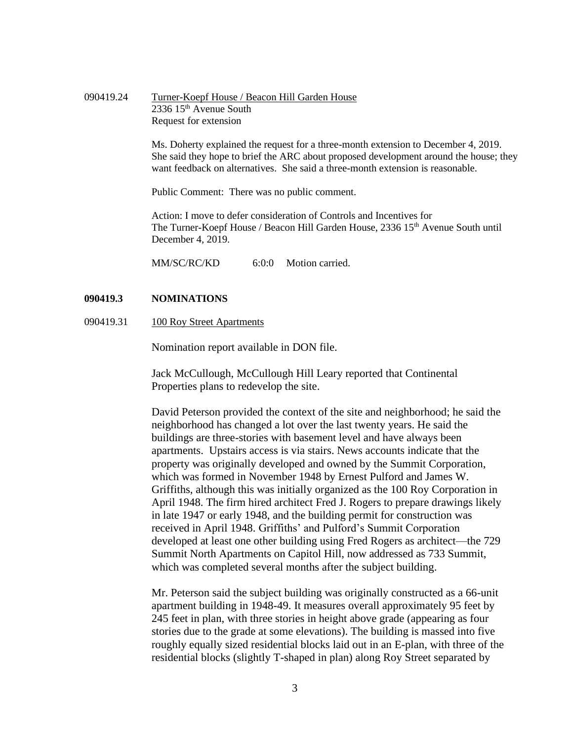090419.24 Turner-Koepf House / Beacon Hill Garden House
2336 15th Avenue South
Request for extension

Ms. Doherty explained the request for a three-month extension to December 4, 2019. She said they hope to brief the ARC about proposed development around the house; they want feedback on alternatives. She said a three-month extension is reasonable.

Public Comment: There was no public comment.

Action: I move to defer consideration of Controls and Incentives for The Turner-Koepf House / Beacon Hill Garden House, 2336 15th Avenue South until December 4, 2019.

MM/SC/RC/KD 6:0:0 Motion carried.

**090419.3 NOMINATIONS**

090419.31 100 Roy Street Apartments

Nomination report available in DON file.

Jack McCullough, McCullough Hill Leary reported that Continental Properties plans to redevelop the site.

David Peterson provided the context of the site and neighborhood; he said the neighborhood has changed a lot over the last twenty years. He said the buildings are three-stories with basement level and have always been apartments. Upstairs access is via stairs. News accounts indicate that the property was originally developed and owned by the Summit Corporation, which was formed in November 1948 by Ernest Pulford and James W. Griffiths, although this was initially organized as the 100 Roy Corporation in April 1948. The firm hired architect Fred J. Rogers to prepare drawings likely in late 1947 or early 1948, and the building permit for construction was received in April 1948. Griffiths' and Pulford's Summit Corporation developed at least one other building using Fred Rogers as architect—the 729 Summit North Apartments on Capitol Hill, now addressed as 733 Summit, which was completed several months after the subject building.

Mr. Peterson said the subject building was originally constructed as a 66-unit apartment building in 1948-49. It measures overall approximately 95 feet by 245 feet in plan, with three stories in height above grade (appearing as four stories due to the grade at some elevations). The building is massed into five roughly equally sized residential blocks laid out in an E-plan, with three of the residential blocks (slightly T-shaped in plan) along Roy Street separated by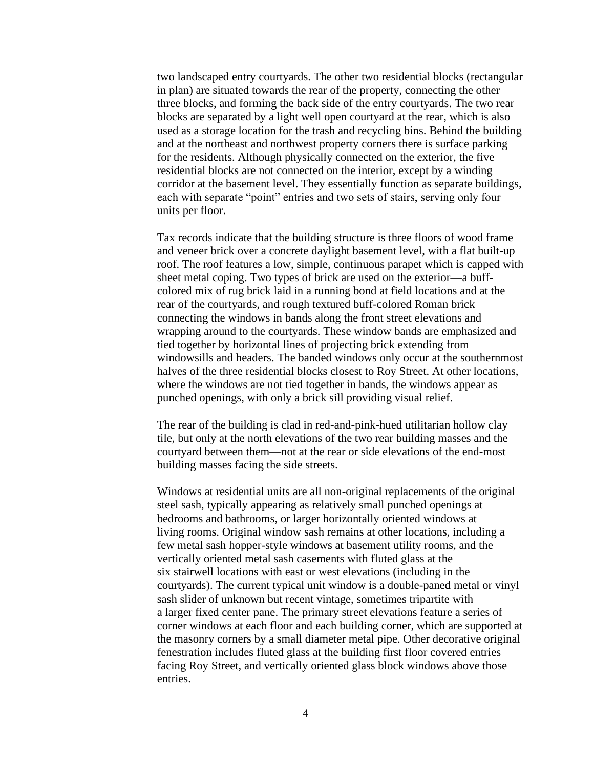two landscaped entry courtyards. The other two residential blocks (rectangular in plan) are situated towards the rear of the property, connecting the other three blocks, and forming the back side of the entry courtyards. The two rear blocks are separated by a light well open courtyard at the rear, which is also used as a storage location for the trash and recycling bins. Behind the building and at the northeast and northwest property corners there is surface parking for the residents. Although physically connected on the exterior, the five residential blocks are not connected on the interior, except by a winding corridor at the basement level. They essentially function as separate buildings, each with separate "point" entries and two sets of stairs, serving only four units per floor.

Tax records indicate that the building structure is three floors of wood frame and veneer brick over a concrete daylight basement level, with a flat built-up roof. The roof features a low, simple, continuous parapet which is capped with sheet metal coping. Two types of brick are used on the exterior—a buff-colored mix of rug brick laid in a running bond at field locations and at the rear of the courtyards, and rough textured buff-colored Roman brick connecting the windows in bands along the front street elevations and wrapping around to the courtyards. These window bands are emphasized and tied together by horizontal lines of projecting brick extending from windowsills and headers. The banded windows only occur at the southernmost halves of the three residential blocks closest to Roy Street. At other locations, where the windows are not tied together in bands, the windows appear as punched openings, with only a brick sill providing visual relief.

The rear of the building is clad in red-and-pink-hued utilitarian hollow clay tile, but only at the north elevations of the two rear building masses and the courtyard between them—not at the rear or side elevations of the end-most building masses facing the side streets.

Windows at residential units are all non-original replacements of the original steel sash, typically appearing as relatively small punched openings at bedrooms and bathrooms, or larger horizontally oriented windows at living rooms. Original window sash remains at other locations, including a few metal sash hopper-style windows at basement utility rooms, and the vertically oriented metal sash casements with fluted glass at the six stairwell locations with east or west elevations (including in the courtyards). The current typical unit window is a double-paned metal or vinyl sash slider of unknown but recent vintage, sometimes tripartite with a larger fixed center pane. The primary street elevations feature a series of corner windows at each floor and each building corner, which are supported at the masonry corners by a small diameter metal pipe. Other decorative original fenestration includes fluted glass at the building first floor covered entries facing Roy Street, and vertically oriented glass block windows above those entries.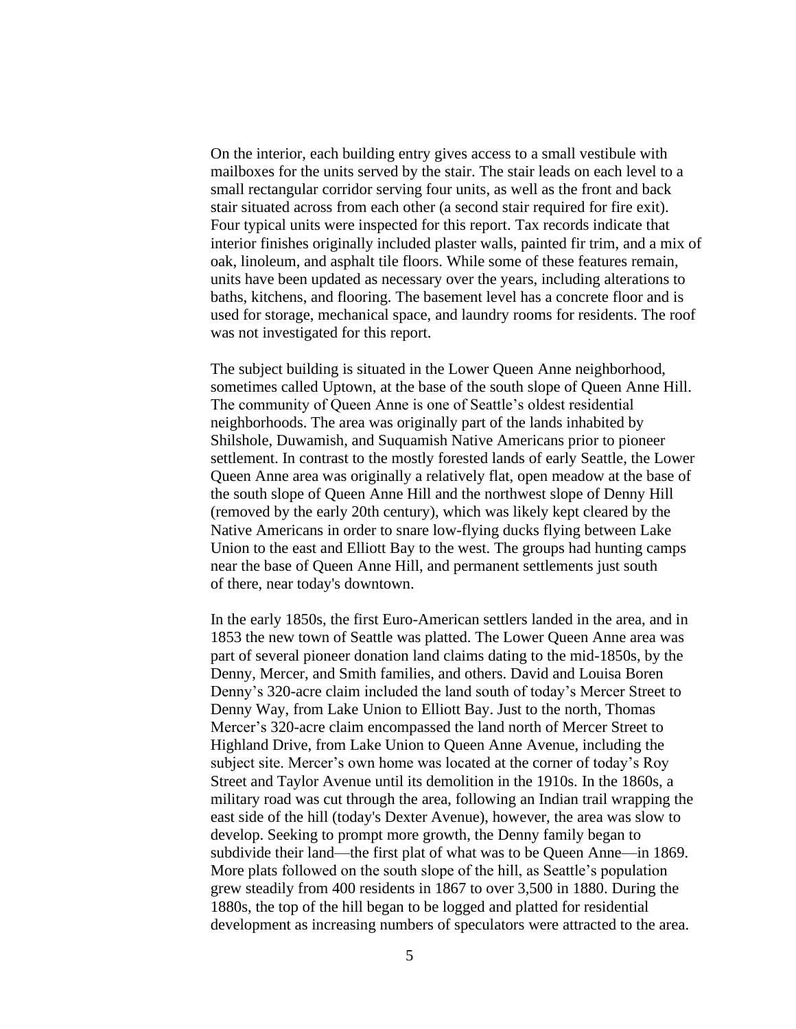On the interior, each building entry gives access to a small vestibule with mailboxes for the units served by the stair. The stair leads on each level to a small rectangular corridor serving four units, as well as the front and back stair situated across from each other (a second stair required for fire exit). Four typical units were inspected for this report. Tax records indicate that interior finishes originally included plaster walls, painted fir trim, and a mix of oak, linoleum, and asphalt tile floors. While some of these features remain, units have been updated as necessary over the years, including alterations to baths, kitchens, and flooring. The basement level has a concrete floor and is used for storage, mechanical space, and laundry rooms for residents. The roof was not investigated for this report.

The subject building is situated in the Lower Queen Anne neighborhood, sometimes called Uptown, at the base of the south slope of Queen Anne Hill. The community of Queen Anne is one of Seattle's oldest residential neighborhoods. The area was originally part of the lands inhabited by Shilshole, Duwamish, and Suquamish Native Americans prior to pioneer settlement. In contrast to the mostly forested lands of early Seattle, the Lower Queen Anne area was originally a relatively flat, open meadow at the base of the south slope of Queen Anne Hill and the northwest slope of Denny Hill (removed by the early 20th century), which was likely kept cleared by the Native Americans in order to snare low-flying ducks flying between Lake Union to the east and Elliott Bay to the west. The groups had hunting camps near the base of Queen Anne Hill, and permanent settlements just south of there, near today's downtown.

In the early 1850s, the first Euro-American settlers landed in the area, and in 1853 the new town of Seattle was platted. The Lower Queen Anne area was part of several pioneer donation land claims dating to the mid-1850s, by the Denny, Mercer, and Smith families, and others. David and Louisa Boren Denny's 320-acre claim included the land south of today's Mercer Street to Denny Way, from Lake Union to Elliott Bay. Just to the north, Thomas Mercer's 320-acre claim encompassed the land north of Mercer Street to Highland Drive, from Lake Union to Queen Anne Avenue, including the subject site. Mercer's own home was located at the corner of today's Roy Street and Taylor Avenue until its demolition in the 1910s. In the 1860s, a military road was cut through the area, following an Indian trail wrapping the east side of the hill (today's Dexter Avenue), however, the area was slow to develop. Seeking to prompt more growth, the Denny family began to subdivide their land—the first plat of what was to be Queen Anne—in 1869. More plats followed on the south slope of the hill, as Seattle's population grew steadily from 400 residents in 1867 to over 3,500 in 1880. During the 1880s, the top of the hill began to be logged and platted for residential development as increasing numbers of speculators were attracted to the area.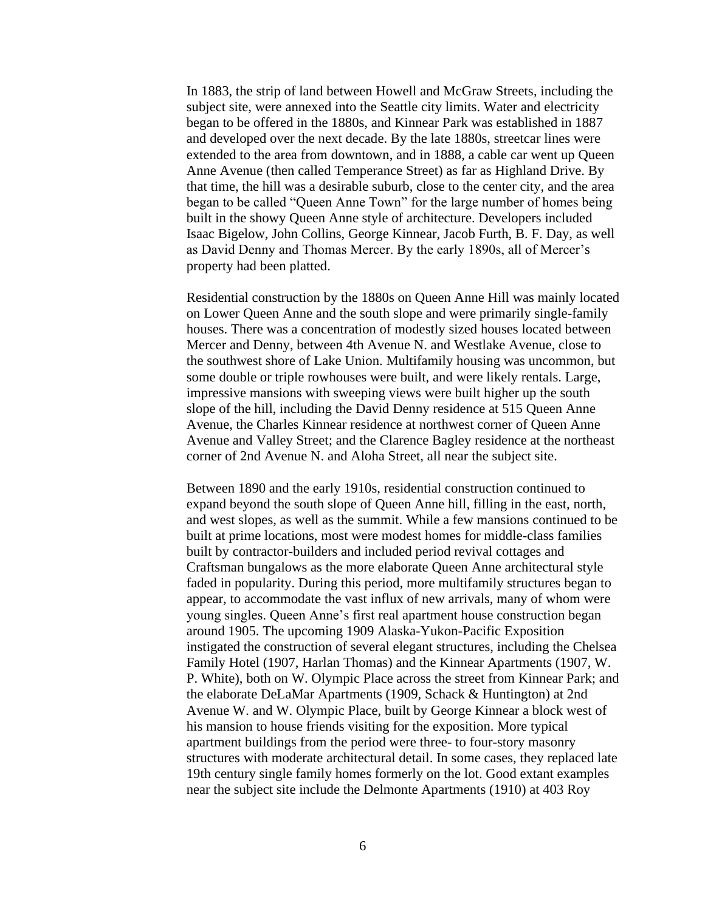In 1883, the strip of land between Howell and McGraw Streets, including the subject site, were annexed into the Seattle city limits. Water and electricity began to be offered in the 1880s, and Kinnear Park was established in 1887 and developed over the next decade. By the late 1880s, streetcar lines were extended to the area from downtown, and in 1888, a cable car went up Queen Anne Avenue (then called Temperance Street) as far as Highland Drive. By that time, the hill was a desirable suburb, close to the center city, and the area began to be called "Queen Anne Town" for the large number of homes being built in the showy Queen Anne style of architecture. Developers included Isaac Bigelow, John Collins, George Kinnear, Jacob Furth, B. F. Day, as well as David Denny and Thomas Mercer. By the early 1890s, all of Mercer's property had been platted.

Residential construction by the 1880s on Queen Anne Hill was mainly located on Lower Queen Anne and the south slope and were primarily single-family houses. There was a concentration of modestly sized houses located between Mercer and Denny, between 4th Avenue N. and Westlake Avenue, close to the southwest shore of Lake Union. Multifamily housing was uncommon, but some double or triple rowhouses were built, and were likely rentals. Large, impressive mansions with sweeping views were built higher up the south slope of the hill, including the David Denny residence at 515 Queen Anne Avenue, the Charles Kinnear residence at northwest corner of Queen Anne Avenue and Valley Street; and the Clarence Bagley residence at the northeast corner of 2nd Avenue N. and Aloha Street, all near the subject site.

Between 1890 and the early 1910s, residential construction continued to expand beyond the south slope of Queen Anne hill, filling in the east, north, and west slopes, as well as the summit. While a few mansions continued to be built at prime locations, most were modest homes for middle-class families built by contractor-builders and included period revival cottages and Craftsman bungalows as the more elaborate Queen Anne architectural style faded in popularity. During this period, more multifamily structures began to appear, to accommodate the vast influx of new arrivals, many of whom were young singles. Queen Anne's first real apartment house construction began around 1905. The upcoming 1909 Alaska-Yukon-Pacific Exposition instigated the construction of several elegant structures, including the Chelsea Family Hotel (1907, Harlan Thomas) and the Kinnear Apartments (1907, W. P. White), both on W. Olympic Place across the street from Kinnear Park; and the elaborate DeLaMar Apartments (1909, Schack & Huntington) at 2nd Avenue W. and W. Olympic Place, built by George Kinnear a block west of his mansion to house friends visiting for the exposition. More typical apartment buildings from the period were three- to four-story masonry structures with moderate architectural detail. In some cases, they replaced late 19th century single family homes formerly on the lot. Good extant examples near the subject site include the Delmonte Apartments (1910) at 403 Roy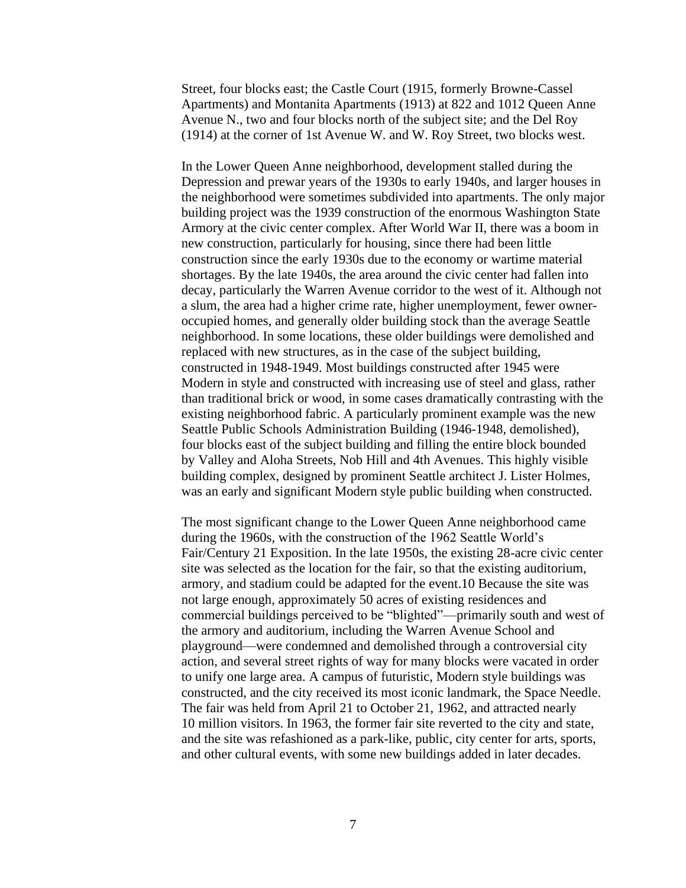Street, four blocks east; the Castle Court (1915, formerly Browne-Cassel Apartments) and Montanita Apartments (1913) at 822 and 1012 Queen Anne Avenue N., two and four blocks north of the subject site; and the Del Roy (1914) at the corner of 1st Avenue W. and W. Roy Street, two blocks west.

In the Lower Queen Anne neighborhood, development stalled during the Depression and prewar years of the 1930s to early 1940s, and larger houses in the neighborhood were sometimes subdivided into apartments. The only major building project was the 1939 construction of the enormous Washington State Armory at the civic center complex. After World War II, there was a boom in new construction, particularly for housing, since there had been little construction since the early 1930s due to the economy or wartime material shortages. By the late 1940s, the area around the civic center had fallen into decay, particularly the Warren Avenue corridor to the west of it. Although not a slum, the area had a higher crime rate, higher unemployment, fewer owner-occupied homes, and generally older building stock than the average Seattle neighborhood. In some locations, these older buildings were demolished and replaced with new structures, as in the case of the subject building, constructed in 1948-1949. Most buildings constructed after 1945 were Modern in style and constructed with increasing use of steel and glass, rather than traditional brick or wood, in some cases dramatically contrasting with the existing neighborhood fabric. A particularly prominent example was the new Seattle Public Schools Administration Building (1946-1948, demolished), four blocks east of the subject building and filling the entire block bounded by Valley and Aloha Streets, Nob Hill and 4th Avenues. This highly visible building complex, designed by prominent Seattle architect J. Lister Holmes, was an early and significant Modern style public building when constructed.

The most significant change to the Lower Queen Anne neighborhood came during the 1960s, with the construction of the 1962 Seattle World's Fair/Century 21 Exposition. In the late 1950s, the existing 28-acre civic center site was selected as the location for the fair, so that the existing auditorium, armory, and stadium could be adapted for the event.[10] Because the site was not large enough, approximately 50 acres of existing residences and commercial buildings perceived to be "blighted"—primarily south and west of the armory and auditorium, including the Warren Avenue School and playground—were condemned and demolished through a controversial city action, and several street rights of way for many blocks were vacated in order to unify one large area. A campus of futuristic, Modern style buildings was constructed, and the city received its most iconic landmark, the Space Needle. The fair was held from April 21 to October 21, 1962, and attracted nearly 10 million visitors. In 1963, the former fair site reverted to the city and state, and the site was refashioned as a park-like, public, city center for arts, sports, and other cultural events, with some new buildings added in later decades.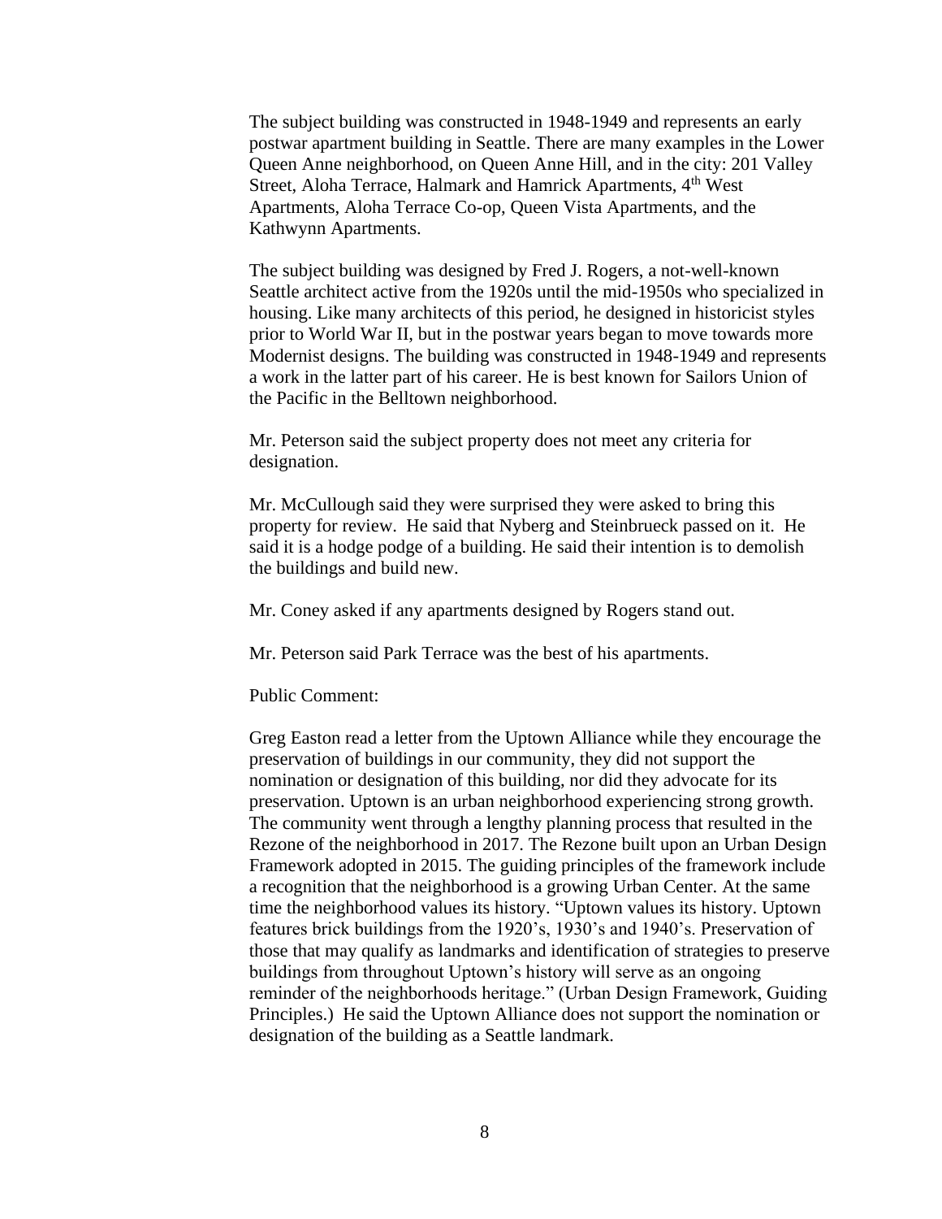The subject building was constructed in 1948-1949 and represents an early postwar apartment building in Seattle. There are many examples in the Lower Queen Anne neighborhood, on Queen Anne Hill, and in the city: 201 Valley Street, Aloha Terrace, Halmark and Hamrick Apartments, 4th West Apartments, Aloha Terrace Co-op, Queen Vista Apartments, and the Kathwynn Apartments.

The subject building was designed by Fred J. Rogers, a not-well-known Seattle architect active from the 1920s until the mid-1950s who specialized in housing. Like many architects of this period, he designed in historicist styles prior to World War II, but in the postwar years began to move towards more Modernist designs. The building was constructed in 1948-1949 and represents a work in the latter part of his career. He is best known for Sailors Union of the Pacific in the Belltown neighborhood.

Mr. Peterson said the subject property does not meet any criteria for designation.

Mr. McCullough said they were surprised they were asked to bring this property for review. He said that Nyberg and Steinbrueck passed on it. He said it is a hodge podge of a building. He said their intention is to demolish the buildings and build new.

Mr. Coney asked if any apartments designed by Rogers stand out.

Mr. Peterson said Park Terrace was the best of his apartments.

Public Comment:

Greg Easton read a letter from the Uptown Alliance while they encourage the preservation of buildings in our community, they did not support the nomination or designation of this building, nor did they advocate for its preservation. Uptown is an urban neighborhood experiencing strong growth. The community went through a lengthy planning process that resulted in the Rezone of the neighborhood in 2017. The Rezone built upon an Urban Design Framework adopted in 2015. The guiding principles of the framework include a recognition that the neighborhood is a growing Urban Center. At the same time the neighborhood values its history. "Uptown values its history. Uptown features brick buildings from the 1920's, 1930's and 1940's. Preservation of those that may qualify as landmarks and identification of strategies to preserve buildings from throughout Uptown's history will serve as an ongoing reminder of the neighborhoods heritage." (Urban Design Framework, Guiding Principles.) He said the Uptown Alliance does not support the nomination or designation of the building as a Seattle landmark.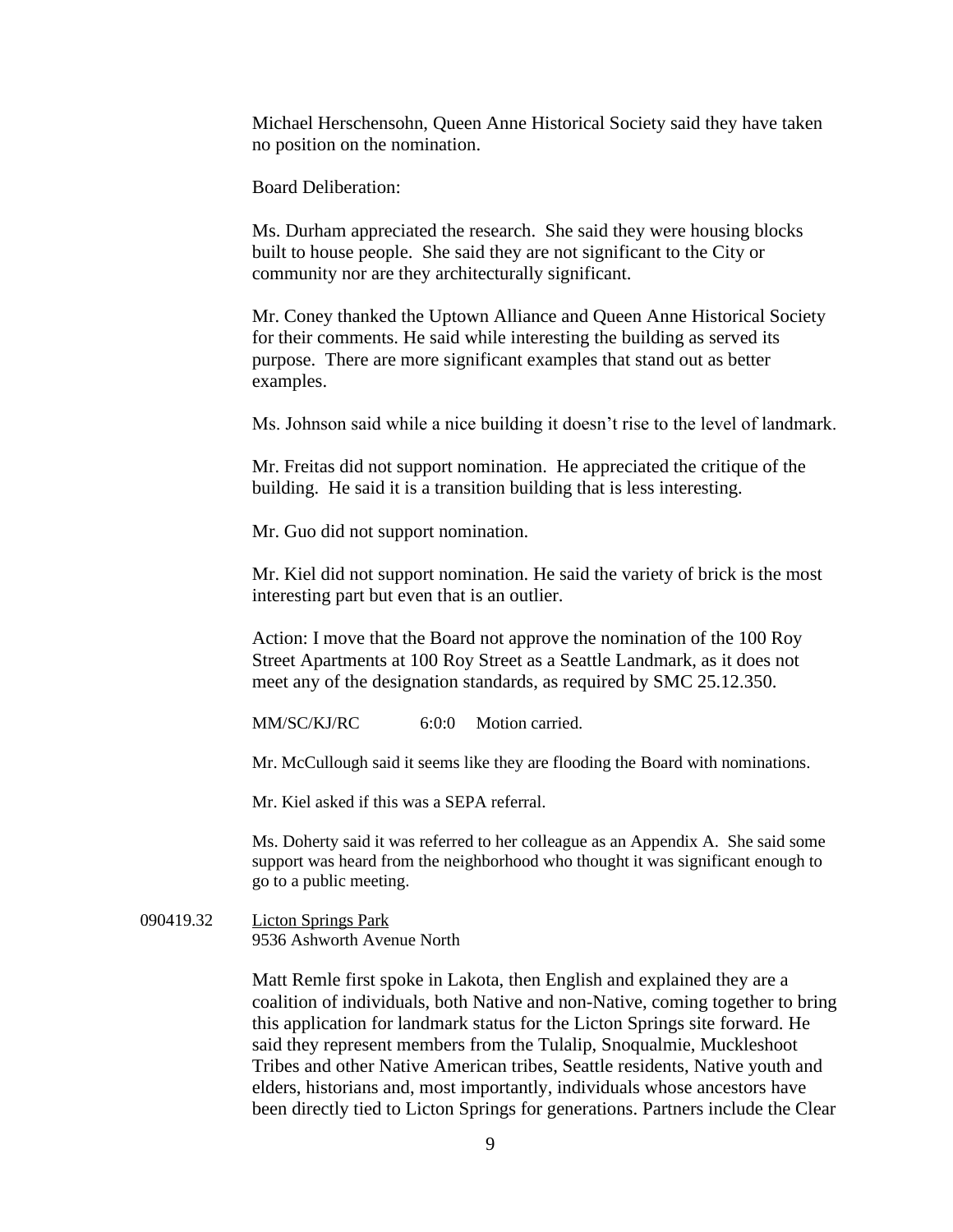Michael Herschensohn, Queen Anne Historical Society said they have taken no position on the nomination.

Board Deliberation:

Ms. Durham appreciated the research. She said they were housing blocks built to house people. She said they are not significant to the City or community nor are they architecturally significant.

Mr. Coney thanked the Uptown Alliance and Queen Anne Historical Society for their comments. He said while interesting the building as served its purpose. There are more significant examples that stand out as better examples.

Ms. Johnson said while a nice building it doesn't rise to the level of landmark.

Mr. Freitas did not support nomination. He appreciated the critique of the building. He said it is a transition building that is less interesting.

Mr. Guo did not support nomination.

Mr. Kiel did not support nomination. He said the variety of brick is the most interesting part but even that is an outlier.

Action: I move that the Board not approve the nomination of the 100 Roy Street Apartments at 100 Roy Street as a Seattle Landmark, as it does not meet any of the designation standards, as required by SMC 25.12.350.

MM/SC/KJ/RC 6:0:0 Motion carried.

Mr. McCullough said it seems like they are flooding the Board with nominations.

Mr. Kiel asked if this was a SEPA referral.

Ms. Doherty said it was referred to her colleague as an Appendix A. She said some support was heard from the neighborhood who thought it was significant enough to go to a public meeting.

090419.32 Licton Springs Park
9536 Ashworth Avenue North

Matt Remle first spoke in Lakota, then English and explained they are a coalition of individuals, both Native and non-Native, coming together to bring this application for landmark status for the Licton Springs site forward. He said they represent members from the Tulalip, Snoqualmie, Muckleshoot Tribes and other Native American tribes, Seattle residents, Native youth and elders, historians and, most importantly, individuals whose ancestors have been directly tied to Licton Springs for generations. Partners include the Clear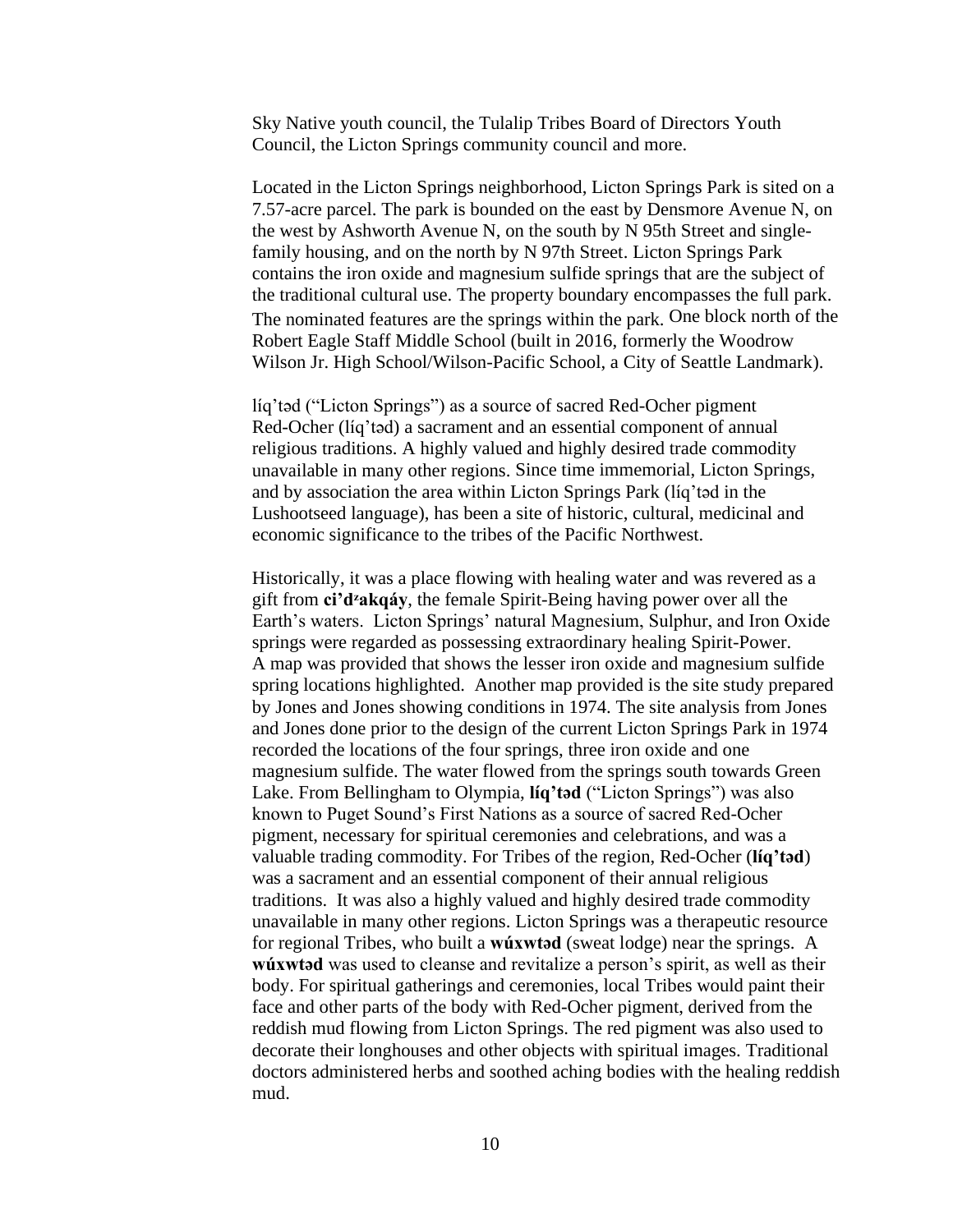Sky Native youth council, the Tulalip Tribes Board of Directors Youth Council, the Licton Springs community council and more.

Located in the Licton Springs neighborhood, Licton Springs Park is sited on a 7.57-acre parcel. The park is bounded on the east by Densmore Avenue N, on the west by Ashworth Avenue N, on the south by N 95th Street and single-family housing, and on the north by N 97th Street. Licton Springs Park contains the iron oxide and magnesium sulfide springs that are the subject of the traditional cultural use. The property boundary encompasses the full park. The nominated features are the springs within the park. One block north of the Robert Eagle Staff Middle School (built in 2016, formerly the Woodrow Wilson Jr. High School/Wilson-Pacific School, a City of Seattle Landmark).

líq'təd ("Licton Springs") as a source of sacred Red-Ocher pigment Red-Ocher (líq'təd) a sacrament and an essential component of annual religious traditions. A highly valued and highly desired trade commodity unavailable in many other regions. Since time immemorial, Licton Springs, and by association the area within Licton Springs Park (líq'təd in the Lushootseed language), has been a site of historic, cultural, medicinal and economic significance to the tribes of the Pacific Northwest.

Historically, it was a place flowing with healing water and was revered as a gift from **ci'dᶻakqáy**, the female Spirit-Being having power over all the Earth's waters. Licton Springs' natural Magnesium, Sulphur, and Iron Oxide springs were regarded as possessing extraordinary healing Spirit-Power. A map was provided that shows the lesser iron oxide and magnesium sulfide spring locations highlighted. Another map provided is the site study prepared by Jones and Jones showing conditions in 1974. The site analysis from Jones and Jones done prior to the design of the current Licton Springs Park in 1974 recorded the locations of the four springs, three iron oxide and one magnesium sulfide. The water flowed from the springs south towards Green Lake. From Bellingham to Olympia, **líq'təd** ("Licton Springs") was also known to Puget Sound's First Nations as a source of sacred Red-Ocher pigment, necessary for spiritual ceremonies and celebrations, and was a valuable trading commodity. For Tribes of the region, Red-Ocher (**líq'təd**) was a sacrament and an essential component of their annual religious traditions. It was also a highly valued and highly desired trade commodity unavailable in many other regions. Licton Springs was a therapeutic resource for regional Tribes, who built a **wúxwtəd** (sweat lodge) near the springs. A **wúxwtəd** was used to cleanse and revitalize a person's spirit, as well as their body. For spiritual gatherings and ceremonies, local Tribes would paint their face and other parts of the body with Red-Ocher pigment, derived from the reddish mud flowing from Licton Springs. The red pigment was also used to decorate their longhouses and other objects with spiritual images. Traditional doctors administered herbs and soothed aching bodies with the healing reddish mud.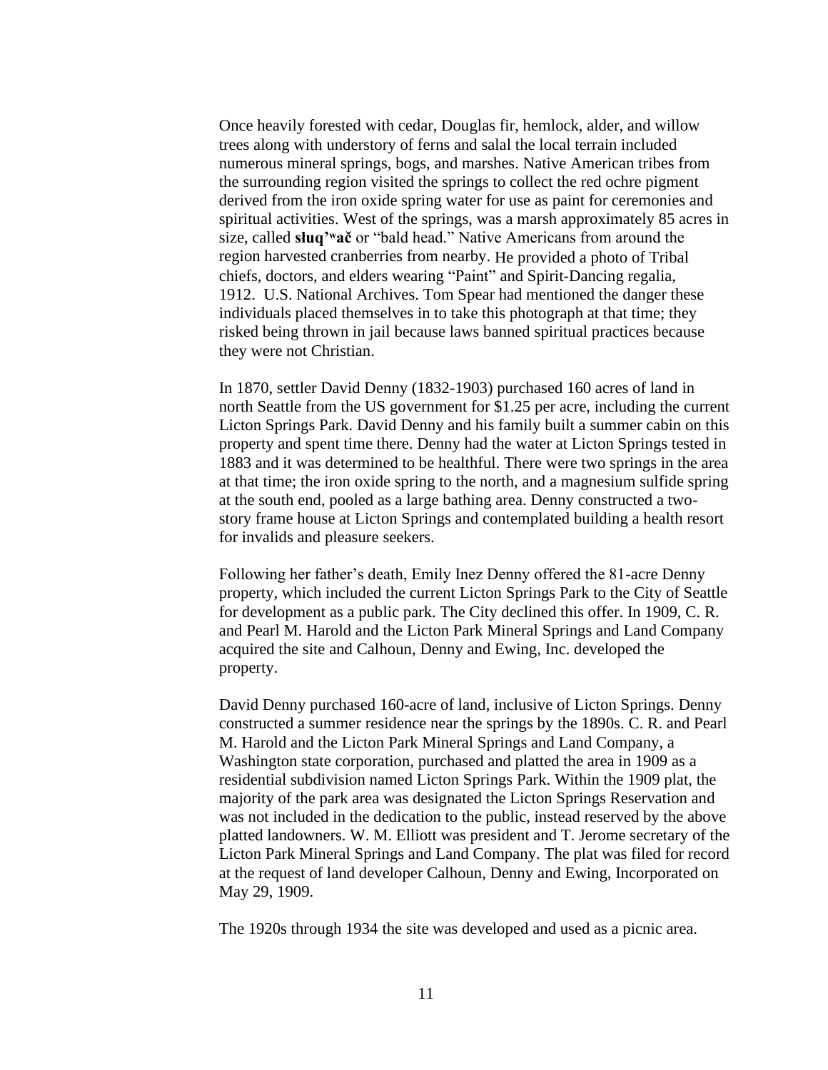Once heavily forested with cedar, Douglas fir, hemlock, alder, and willow trees along with understory of ferns and salal the local terrain included numerous mineral springs, bogs, and marshes. Native American tribes from the surrounding region visited the springs to collect the red ochre pigment derived from the iron oxide spring water for use as paint for ceremonies and spiritual activities. West of the springs, was a marsh approximately 85 acres in size, called **słuq'ʷač** or "bald head." Native Americans from around the region harvested cranberries from nearby. He provided a photo of Tribal chiefs, doctors, and elders wearing "Paint" and Spirit-Dancing regalia, 1912. U.S. National Archives. Tom Spear had mentioned the danger these individuals placed themselves in to take this photograph at that time; they risked being thrown in jail because laws banned spiritual practices because they were not Christian.

In 1870, settler David Denny (1832-1903) purchased 160 acres of land in north Seattle from the US government for $1.25 per acre, including the current Licton Springs Park. David Denny and his family built a summer cabin on this property and spent time there. Denny had the water at Licton Springs tested in 1883 and it was determined to be healthful. There were two springs in the area at that time; the iron oxide spring to the north, and a magnesium sulfide spring at the south end, pooled as a large bathing area. Denny constructed a two-story frame house at Licton Springs and contemplated building a health resort for invalids and pleasure seekers.

Following her father's death, Emily Inez Denny offered the 81-acre Denny property, which included the current Licton Springs Park to the City of Seattle for development as a public park. The City declined this offer. In 1909, C. R. and Pearl M. Harold and the Licton Park Mineral Springs and Land Company acquired the site and Calhoun, Denny and Ewing, Inc. developed the property.

David Denny purchased 160-acre of land, inclusive of Licton Springs. Denny constructed a summer residence near the springs by the 1890s. C. R. and Pearl M. Harold and the Licton Park Mineral Springs and Land Company, a Washington state corporation, purchased and platted the area in 1909 as a residential subdivision named Licton Springs Park. Within the 1909 plat, the majority of the park area was designated the Licton Springs Reservation and was not included in the dedication to the public, instead reserved by the above platted landowners. W. M. Elliott was president and T. Jerome secretary of the Licton Park Mineral Springs and Land Company. The plat was filed for record at the request of land developer Calhoun, Denny and Ewing, Incorporated on May 29, 1909.

The 1920s through 1934 the site was developed and used as a picnic area.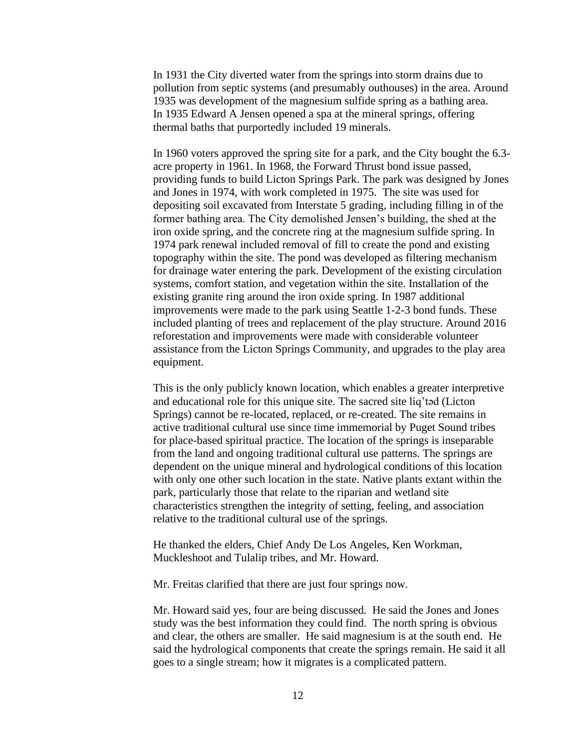In 1931 the City diverted water from the springs into storm drains due to pollution from septic systems (and presumably outhouses) in the area. Around 1935 was development of the magnesium sulfide spring as a bathing area. In 1935 Edward A Jensen opened a spa at the mineral springs, offering thermal baths that purportedly included 19 minerals.

In 1960 voters approved the spring site for a park, and the City bought the 6.3-acre property in 1961. In 1968, the Forward Thrust bond issue passed, providing funds to build Licton Springs Park. The park was designed by Jones and Jones in 1974, with work completed in 1975. The site was used for depositing soil excavated from Interstate 5 grading, including filling in of the former bathing area. The City demolished Jensen's building, the shed at the iron oxide spring, and the concrete ring at the magnesium sulfide spring. In 1974 park renewal included removal of fill to create the pond and existing topography within the site. The pond was developed as filtering mechanism for drainage water entering the park. Development of the existing circulation systems, comfort station, and vegetation within the site. Installation of the existing granite ring around the iron oxide spring. In 1987 additional improvements were made to the park using Seattle 1-2-3 bond funds. These included planting of trees and replacement of the play structure. Around 2016 reforestation and improvements were made with considerable volunteer assistance from the Licton Springs Community, and upgrades to the play area equipment.

This is the only publicly known location, which enables a greater interpretive and educational role for this unique site. The sacred site líq'təd (Licton Springs) cannot be re-located, replaced, or re-created. The site remains in active traditional cultural use since time immemorial by Puget Sound tribes for place-based spiritual practice. The location of the springs is inseparable from the land and ongoing traditional cultural use patterns. The springs are dependent on the unique mineral and hydrological conditions of this location with only one other such location in the state. Native plants extant within the park, particularly those that relate to the riparian and wetland site characteristics strengthen the integrity of setting, feeling, and association relative to the traditional cultural use of the springs.

He thanked the elders, Chief Andy De Los Angeles, Ken Workman, Muckleshoot and Tulalip tribes, and Mr. Howard.

Mr. Freitas clarified that there are just four springs now.

Mr. Howard said yes, four are being discussed. He said the Jones and Jones study was the best information they could find. The north spring is obvious and clear, the others are smaller. He said magnesium is at the south end. He said the hydrological components that create the springs remain. He said it all goes to a single stream; how it migrates is a complicated pattern.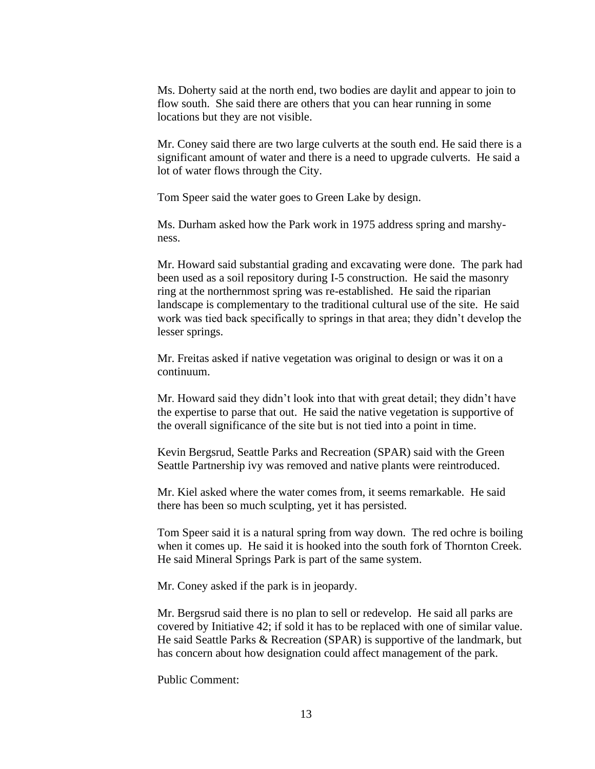Ms. Doherty said at the north end, two bodies are daylit and appear to join to flow south. She said there are others that you can hear running in some locations but they are not visible.

Mr. Coney said there are two large culverts at the south end. He said there is a significant amount of water and there is a need to upgrade culverts. He said a lot of water flows through the City.

Tom Speer said the water goes to Green Lake by design.

Ms. Durham asked how the Park work in 1975 address spring and marshy-ness.

Mr. Howard said substantial grading and excavating were done. The park had been used as a soil repository during I-5 construction. He said the masonry ring at the northernmost spring was re-established. He said the riparian landscape is complementary to the traditional cultural use of the site. He said work was tied back specifically to springs in that area; they didn't develop the lesser springs.

Mr. Freitas asked if native vegetation was original to design or was it on a continuum.

Mr. Howard said they didn't look into that with great detail; they didn't have the expertise to parse that out. He said the native vegetation is supportive of the overall significance of the site but is not tied into a point in time.

Kevin Bergsrud, Seattle Parks and Recreation (SPAR) said with the Green Seattle Partnership ivy was removed and native plants were reintroduced.

Mr. Kiel asked where the water comes from, it seems remarkable. He said there has been so much sculpting, yet it has persisted.

Tom Speer said it is a natural spring from way down. The red ochre is boiling when it comes up. He said it is hooked into the south fork of Thornton Creek. He said Mineral Springs Park is part of the same system.

Mr. Coney asked if the park is in jeopardy.

Mr. Bergsrud said there is no plan to sell or redevelop. He said all parks are covered by Initiative 42; if sold it has to be replaced with one of similar value. He said Seattle Parks & Recreation (SPAR) is supportive of the landmark, but has concern about how designation could affect management of the park.

Public Comment: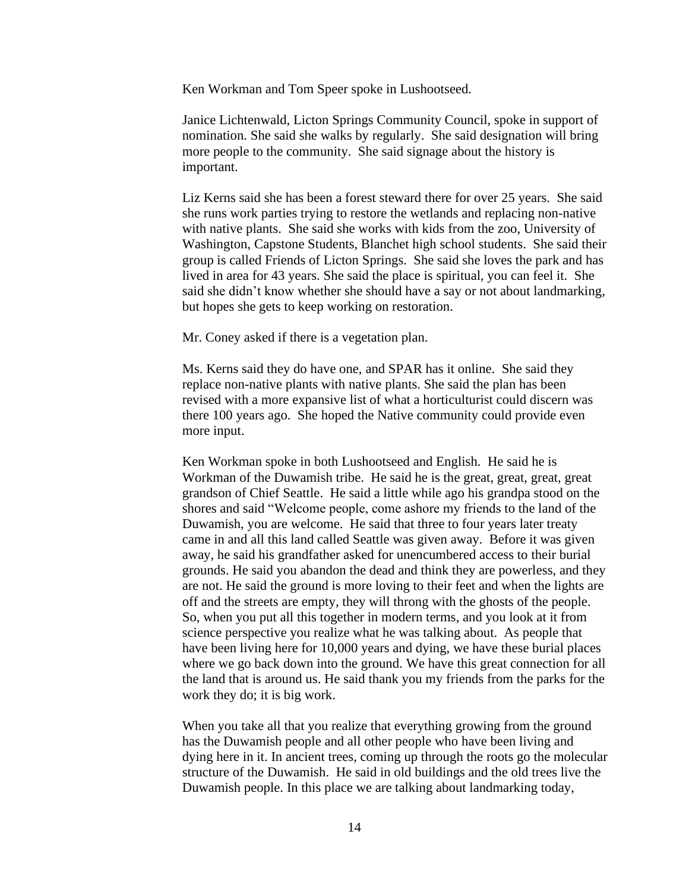Ken Workman and Tom Speer spoke in Lushootseed.

Janice Lichtenwald, Licton Springs Community Council, spoke in support of nomination. She said she walks by regularly. She said designation will bring more people to the community. She said signage about the history is important.

Liz Kerns said she has been a forest steward there for over 25 years. She said she runs work parties trying to restore the wetlands and replacing non-native with native plants. She said she works with kids from the zoo, University of Washington, Capstone Students, Blanchet high school students. She said their group is called Friends of Licton Springs. She said she loves the park and has lived in area for 43 years. She said the place is spiritual, you can feel it. She said she didn't know whether she should have a say or not about landmarking, but hopes she gets to keep working on restoration.

Mr. Coney asked if there is a vegetation plan.

Ms. Kerns said they do have one, and SPAR has it online. She said they replace non-native plants with native plants. She said the plan has been revised with a more expansive list of what a horticulturist could discern was there 100 years ago. She hoped the Native community could provide even more input.

Ken Workman spoke in both Lushootseed and English. He said he is Workman of the Duwamish tribe. He said he is the great, great, great, great grandson of Chief Seattle. He said a little while ago his grandpa stood on the shores and said "Welcome people, come ashore my friends to the land of the Duwamish, you are welcome. He said that three to four years later treaty came in and all this land called Seattle was given away. Before it was given away, he said his grandfather asked for unencumbered access to their burial grounds. He said you abandon the dead and think they are powerless, and they are not. He said the ground is more loving to their feet and when the lights are off and the streets are empty, they will throng with the ghosts of the people. So, when you put all this together in modern terms, and you look at it from science perspective you realize what he was talking about. As people that have been living here for 10,000 years and dying, we have these burial places where we go back down into the ground. We have this great connection for all the land that is around us. He said thank you my friends from the parks for the work they do; it is big work.

When you take all that you realize that everything growing from the ground has the Duwamish people and all other people who have been living and dying here in it. In ancient trees, coming up through the roots go the molecular structure of the Duwamish. He said in old buildings and the old trees live the Duwamish people. In this place we are talking about landmarking today,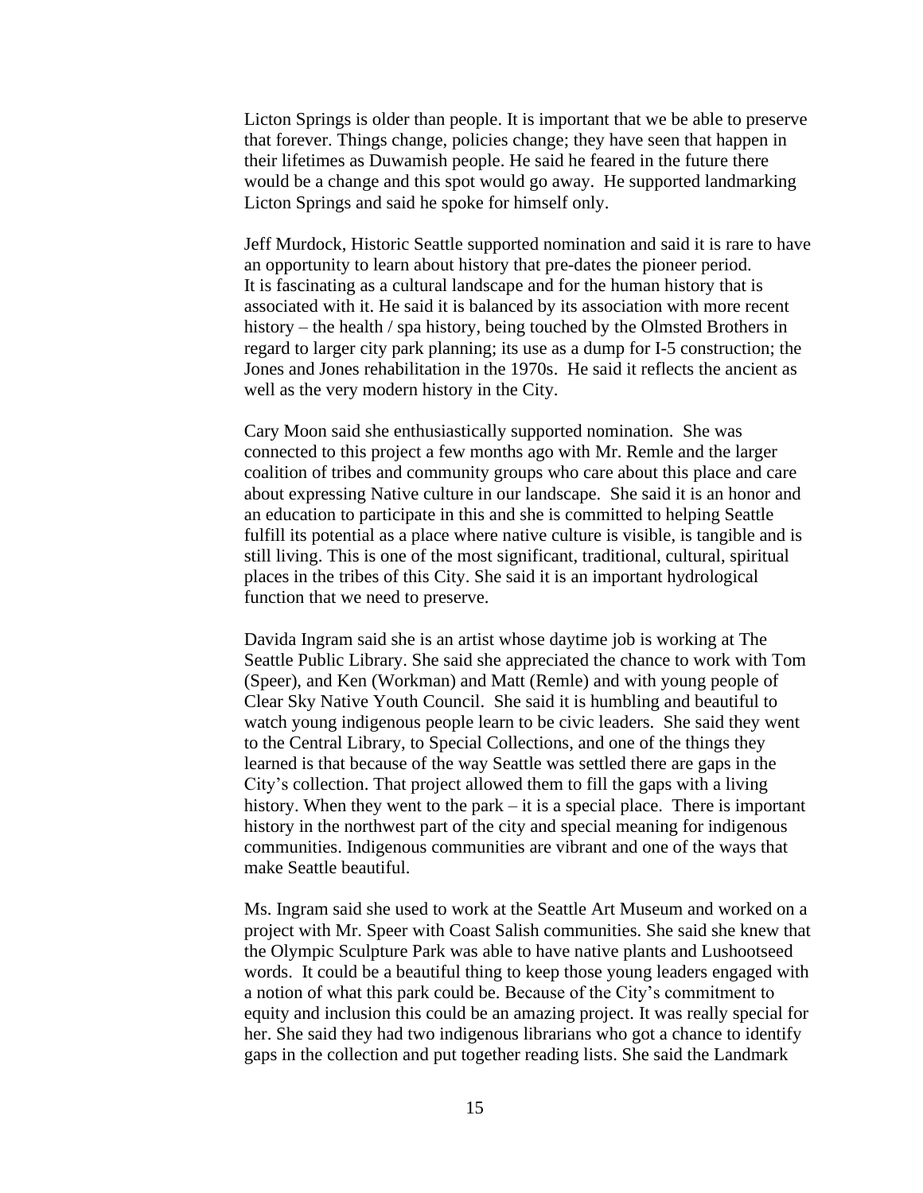Licton Springs is older than people. It is important that we be able to preserve that forever. Things change, policies change; they have seen that happen in their lifetimes as Duwamish people. He said he feared in the future there would be a change and this spot would go away. He supported landmarking Licton Springs and said he spoke for himself only.

Jeff Murdock, Historic Seattle supported nomination and said it is rare to have an opportunity to learn about history that pre-dates the pioneer period. It is fascinating as a cultural landscape and for the human history that is associated with it. He said it is balanced by its association with more recent history – the health / spa history, being touched by the Olmsted Brothers in regard to larger city park planning; its use as a dump for I-5 construction; the Jones and Jones rehabilitation in the 1970s. He said it reflects the ancient as well as the very modern history in the City.

Cary Moon said she enthusiastically supported nomination. She was connected to this project a few months ago with Mr. Remle and the larger coalition of tribes and community groups who care about this place and care about expressing Native culture in our landscape. She said it is an honor and an education to participate in this and she is committed to helping Seattle fulfill its potential as a place where native culture is visible, is tangible and is still living. This is one of the most significant, traditional, cultural, spiritual places in the tribes of this City. She said it is an important hydrological function that we need to preserve.

Davida Ingram said she is an artist whose daytime job is working at The Seattle Public Library. She said she appreciated the chance to work with Tom (Speer), and Ken (Workman) and Matt (Remle) and with young people of Clear Sky Native Youth Council. She said it is humbling and beautiful to watch young indigenous people learn to be civic leaders. She said they went to the Central Library, to Special Collections, and one of the things they learned is that because of the way Seattle was settled there are gaps in the City's collection. That project allowed them to fill the gaps with a living history. When they went to the park – it is a special place. There is important history in the northwest part of the city and special meaning for indigenous communities. Indigenous communities are vibrant and one of the ways that make Seattle beautiful.

Ms. Ingram said she used to work at the Seattle Art Museum and worked on a project with Mr. Speer with Coast Salish communities. She said she knew that the Olympic Sculpture Park was able to have native plants and Lushootseed words. It could be a beautiful thing to keep those young leaders engaged with a notion of what this park could be. Because of the City's commitment to equity and inclusion this could be an amazing project. It was really special for her. She said they had two indigenous librarians who got a chance to identify gaps in the collection and put together reading lists. She said the Landmark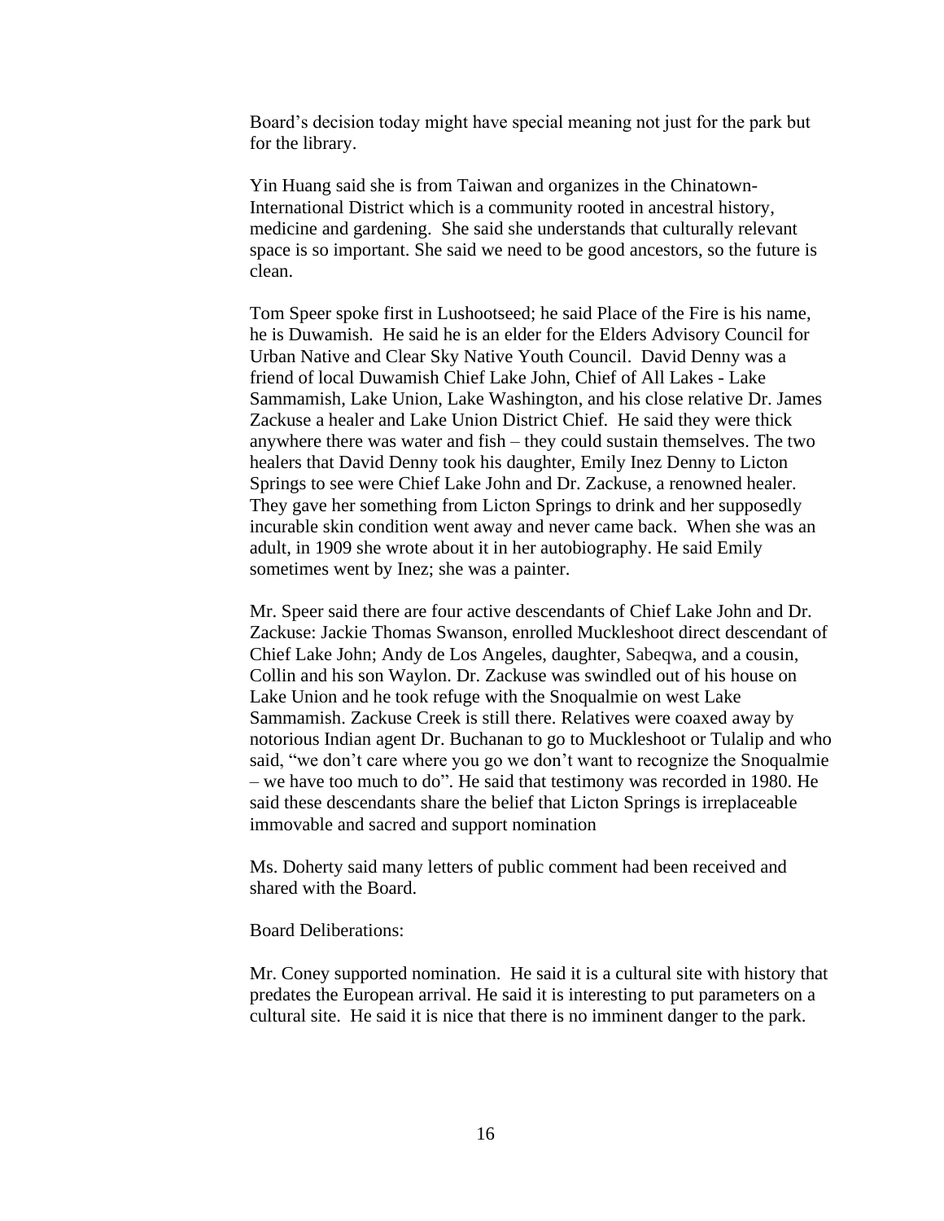Board's decision today might have special meaning not just for the park but for the library.

Yin Huang said she is from Taiwan and organizes in the Chinatown-International District which is a community rooted in ancestral history, medicine and gardening. She said she understands that culturally relevant space is so important. She said we need to be good ancestors, so the future is clean.

Tom Speer spoke first in Lushootseed; he said Place of the Fire is his name, he is Duwamish. He said he is an elder for the Elders Advisory Council for Urban Native and Clear Sky Native Youth Council. David Denny was a friend of local Duwamish Chief Lake John, Chief of All Lakes - Lake Sammamish, Lake Union, Lake Washington, and his close relative Dr. James Zackuse a healer and Lake Union District Chief. He said they were thick anywhere there was water and fish – they could sustain themselves. The two healers that David Denny took his daughter, Emily Inez Denny to Licton Springs to see were Chief Lake John and Dr. Zackuse, a renowned healer. They gave her something from Licton Springs to drink and her supposedly incurable skin condition went away and never came back. When she was an adult, in 1909 she wrote about it in her autobiography. He said Emily sometimes went by Inez; she was a painter.

Mr. Speer said there are four active descendants of Chief Lake John and Dr. Zackuse: Jackie Thomas Swanson, enrolled Muckleshoot direct descendant of Chief Lake John; Andy de Los Angeles, daughter, Sabeqwa, and a cousin, Collin and his son Waylon. Dr. Zackuse was swindled out of his house on Lake Union and he took refuge with the Snoqualmie on west Lake Sammamish. Zackuse Creek is still there. Relatives were coaxed away by notorious Indian agent Dr. Buchanan to go to Muckleshoot or Tulalip and who said, "we don't care where you go we don't want to recognize the Snoqualmie – we have too much to do". He said that testimony was recorded in 1980. He said these descendants share the belief that Licton Springs is irreplaceable immovable and sacred and support nomination

Ms. Doherty said many letters of public comment had been received and shared with the Board.

Board Deliberations:

Mr. Coney supported nomination. He said it is a cultural site with history that predates the European arrival. He said it is interesting to put parameters on a cultural site. He said it is nice that there is no imminent danger to the park.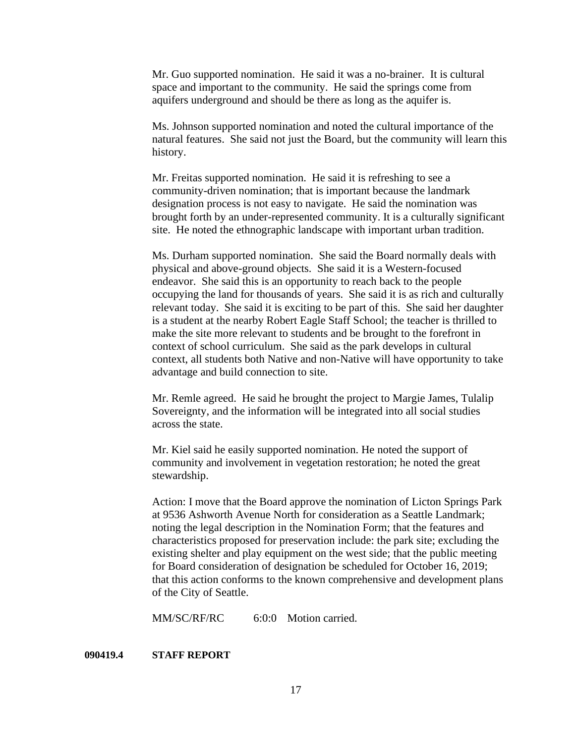Mr. Guo supported nomination. He said it was a no-brainer. It is cultural space and important to the community. He said the springs come from aquifers underground and should be there as long as the aquifer is.

Ms. Johnson supported nomination and noted the cultural importance of the natural features. She said not just the Board, but the community will learn this history.

Mr. Freitas supported nomination. He said it is refreshing to see a community-driven nomination; that is important because the landmark designation process is not easy to navigate. He said the nomination was brought forth by an under-represented community. It is a culturally significant site. He noted the ethnographic landscape with important urban tradition.

Ms. Durham supported nomination. She said the Board normally deals with physical and above-ground objects. She said it is a Western-focused endeavor. She said this is an opportunity to reach back to the people occupying the land for thousands of years. She said it is as rich and culturally relevant today. She said it is exciting to be part of this. She said her daughter is a student at the nearby Robert Eagle Staff School; the teacher is thrilled to make the site more relevant to students and be brought to the forefront in context of school curriculum. She said as the park develops in cultural context, all students both Native and non-Native will have opportunity to take advantage and build connection to site.

Mr. Remle agreed. He said he brought the project to Margie James, Tulalip Sovereignty, and the information will be integrated into all social studies across the state.

Mr. Kiel said he easily supported nomination. He noted the support of community and involvement in vegetation restoration; he noted the great stewardship.

Action: I move that the Board approve the nomination of Licton Springs Park at 9536 Ashworth Avenue North for consideration as a Seattle Landmark; noting the legal description in the Nomination Form; that the features and characteristics proposed for preservation include: the park site; excluding the existing shelter and play equipment on the west side; that the public meeting for Board consideration of designation be scheduled for October 16, 2019; that this action conforms to the known comprehensive and development plans of the City of Seattle.

MM/SC/RF/RC 6:0:0 Motion carried.

**090419.4 STAFF REPORT**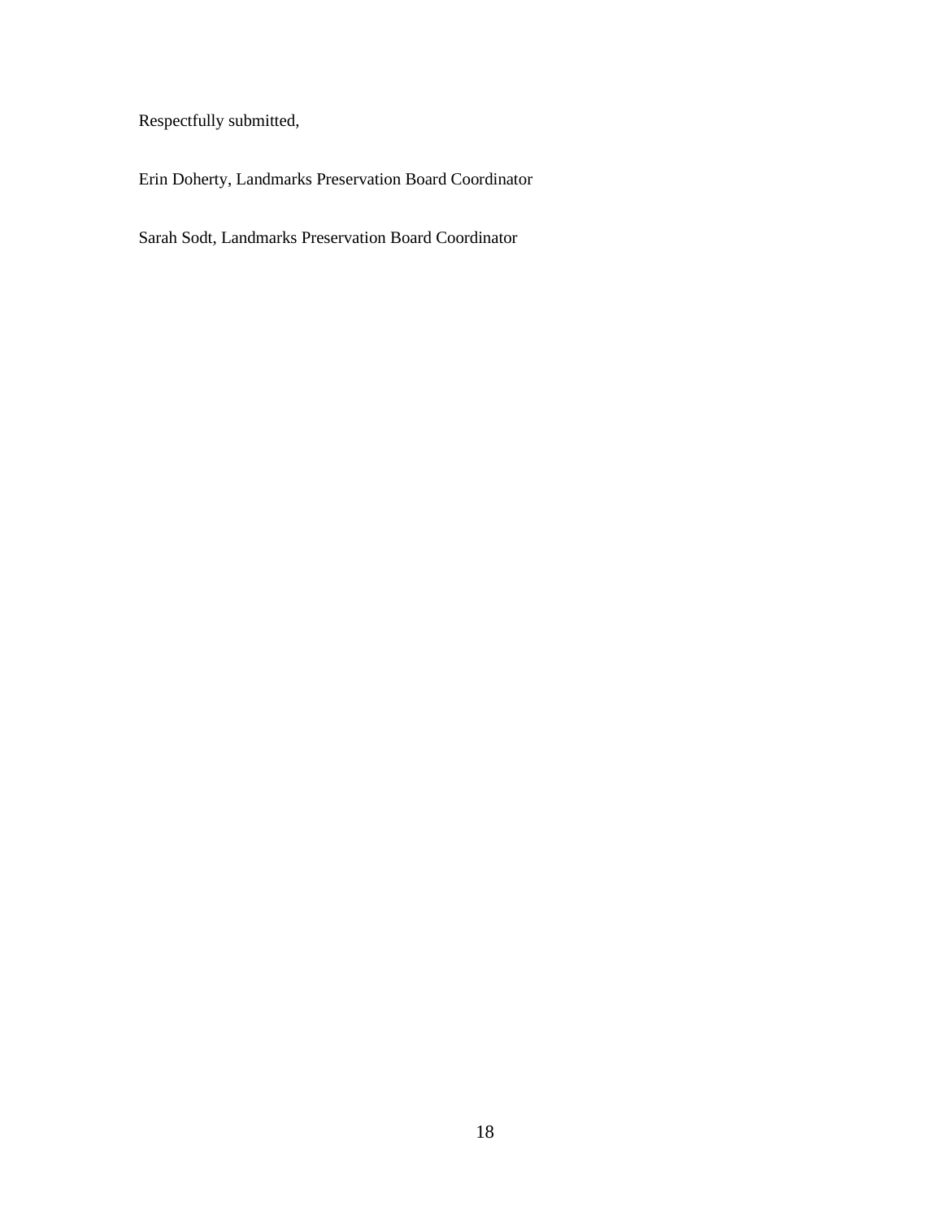Respectfully submitted,

Erin Doherty, Landmarks Preservation Board Coordinator

Sarah Sodt, Landmarks Preservation Board Coordinator